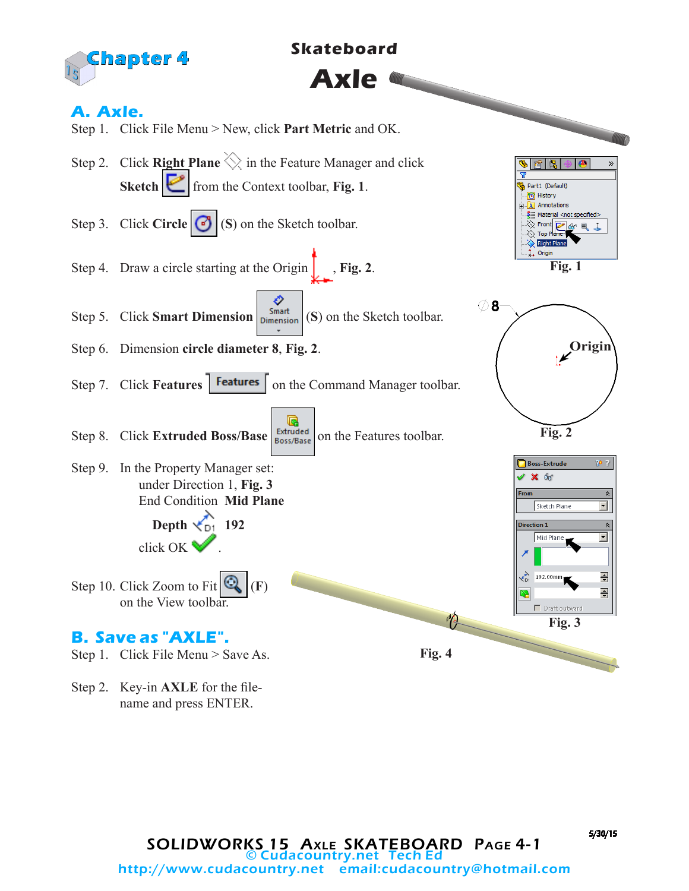Chapter 4

# Skateboard Axle

## A. Axle.

Step 1. Click File Menu > New, click **Part Metric** and OK.

Step 2. Click **Right Plane** in the Feature Manager and click **Sketch** from the Context toolbar, **Fig. 1**.

Step 3. Click **Circle** (S) on the Sketch toolbar.

Step 4. Draw a circle starting at the Origin, **Fig. 2**.

Step 5. Click **Smart Dimension** (S) on the Sketch toolbar.

Step 6. Dimension **circle diameter 8**, **Fig. 2**.

Step 7. Click **Features** on the Command Manager toolbar.

Step 8. Click **Extruded Boss/Base** on the Features toolbar.

Step 9. In the Property Manager set:
under Direction 1, **Fig. 3**
End Condition **Mid Plane**
**Depth** 192
click OK.

Step 10. Click Zoom to Fit (F) on the View toolbar.

Fig. 1

Fig. 2

Fig. 3

Fig. 4

## B. Save as "AXLE".

Step 1. Click File Menu > Save As.

Step 2. Key-in **AXLE** for the file-name and press ENTER.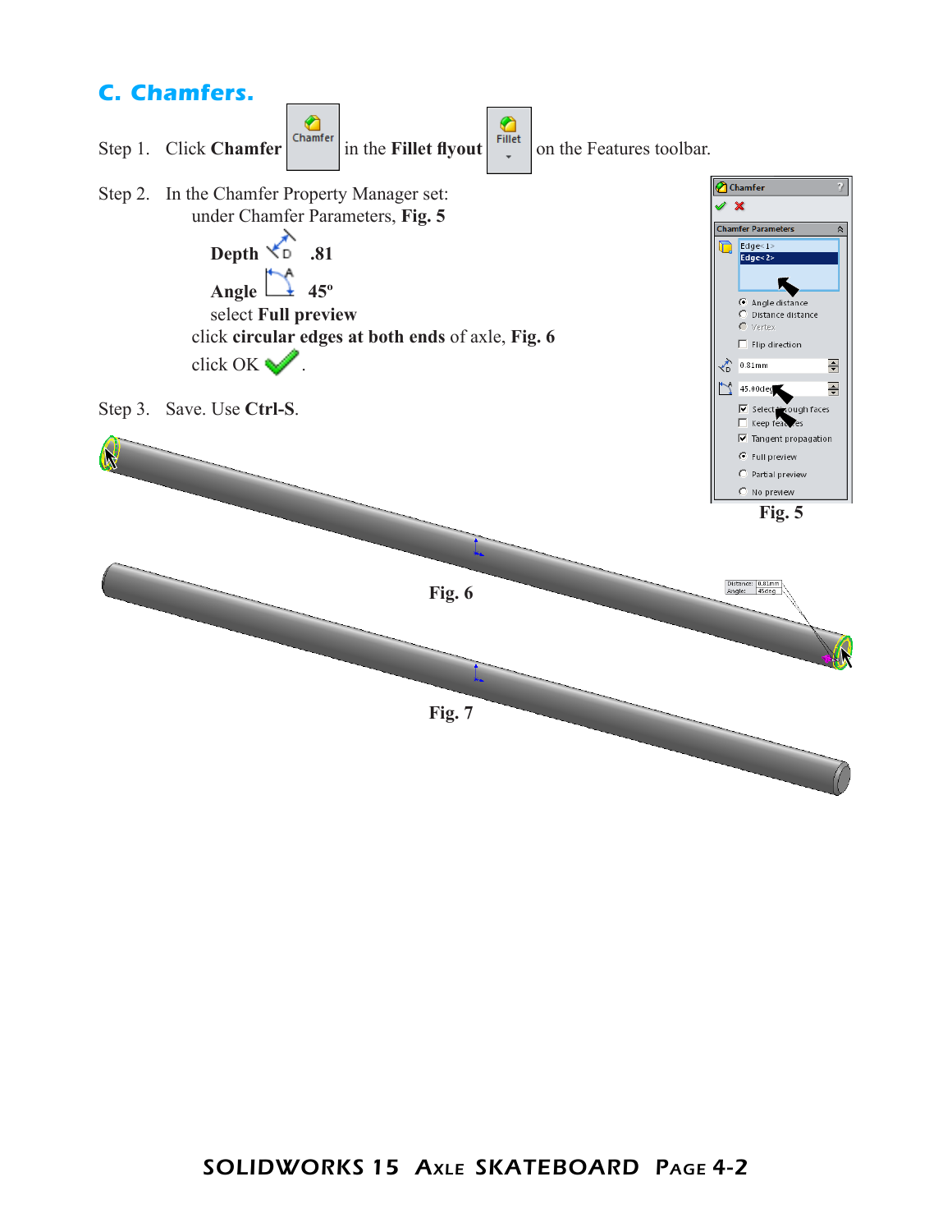## C. Chamfers.

Step 1. Click **Chamfer** in the **Fillet flyout** on the Features toolbar.

Step 2. In the Chamfer Property Manager set:

under Chamfer Parameters, **Fig. 5**

**Depth** **.81**

**Angle** **45º**

select **Full preview**

click **circular edges at both ends** of axle, **Fig. 6**

click OK .

Step 3. Save. Use **Ctrl-S**.

Fig. 5

Fig. 6

Fig. 7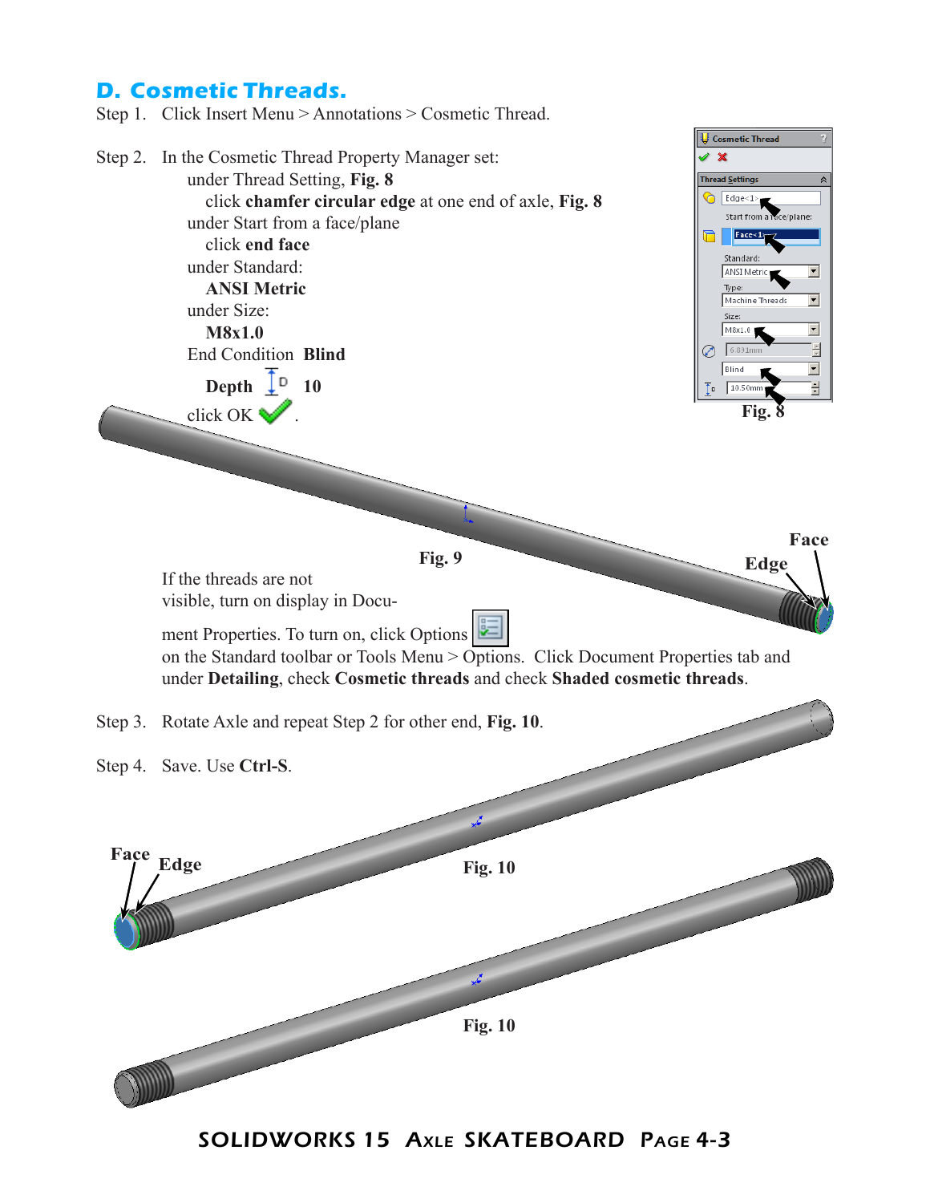## D. Cosmetic Threads.

Step 1. Click Insert Menu > Annotations > Cosmetic Thread.

Step 2. In the Cosmetic Thread Property Manager set:

under Thread Setting, **Fig. 8**

click **chamfer circular edge** at one end of axle, **Fig. 8**

under Start from a face/plane

click **end face**

under Standard:

**ANSI Metric**

under Size:

**M8x1.0**

End Condition **Blind**

**Depth** 10

click OK .

Fig. 8

Fig. 9

Face

Edge

If the threads are not visible, turn on display in Document Properties. To turn on, click Options on the Standard toolbar or Tools Menu > Options. Click Document Properties tab and under **Detailing**, check **Cosmetic threads** and check **Shaded cosmetic threads**.

Step 3. Rotate Axle and repeat Step 2 for other end, **Fig. 10**.

Step 4. Save. Use **Ctrl-S**.

Face

Edge

Fig. 10

Fig. 10